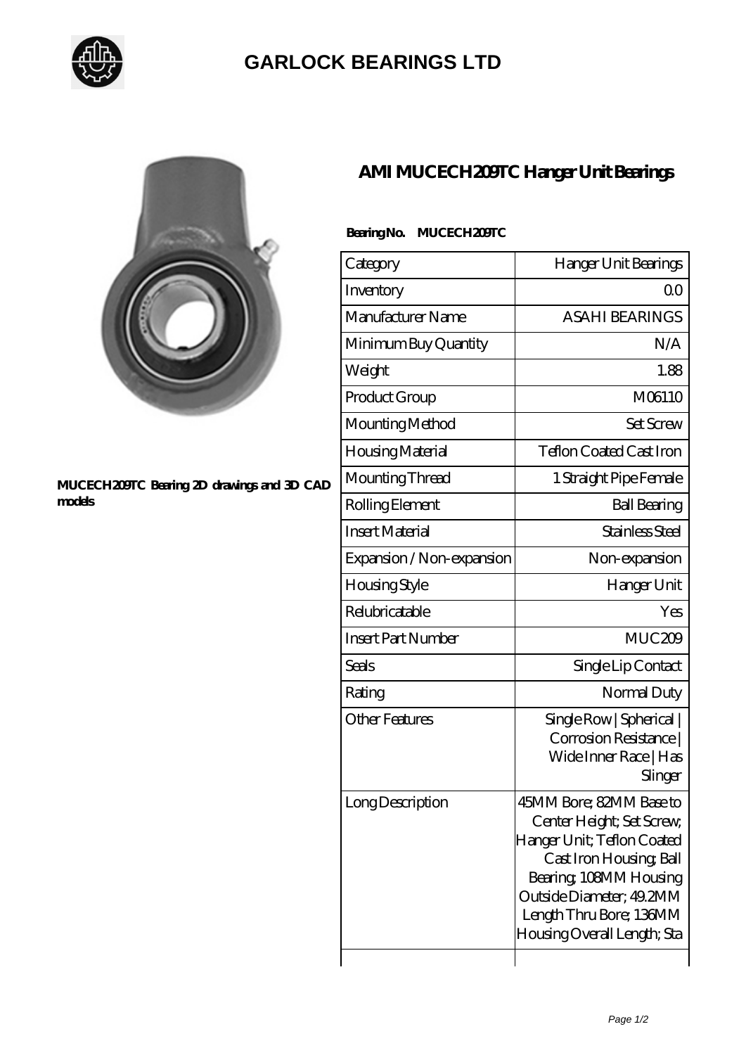# GARLOCK BEARINGS LTD

MUCECH209TC Bearing 2D drawings and 3D CAD models

## AMI MUCECH209TC Hanger Unit Bearings

**Bearing No. MUCECH209TC**

| Category | Hanger Unit Bearings |
|---|---|
| Inventory | 0.0 |
| Manufacturer Name | ASAHI BEARINGS |
| Minimum Buy Quantity | N/A |
| Weight | 1.88 |
| Product Group | M06110 |
| Mounting Method | Set Screw |
| Housing Material | Teflon Coated Cast Iron |
| Mounting Thread | 1 Straight Pipe Female |
| Rolling Element | Ball Bearing |
| Insert Material | Stainless Steel |
| Expansion / Non-expansion | Non-expansion |
| Housing Style | Hanger Unit |
| Relubricatable | Yes |
| Insert Part Number | MUC209 |
| Seals | Single Lip Contact |
| Rating | Normal Duty |
| Other Features | Single Row \| Spherical \| Corrosion Resistance \| Wide Inner Race \| Has Slinger |
| Long Description | 45MM Bore; 82MM Base to Center Height; Set Screw; Hanger Unit; Teflon Coated Cast Iron Housing; Ball Bearing; 108MM Housing Outside Diameter; 49.2MM Length Thru Bore; 136MM Housing Overall Length; Sta |
| | |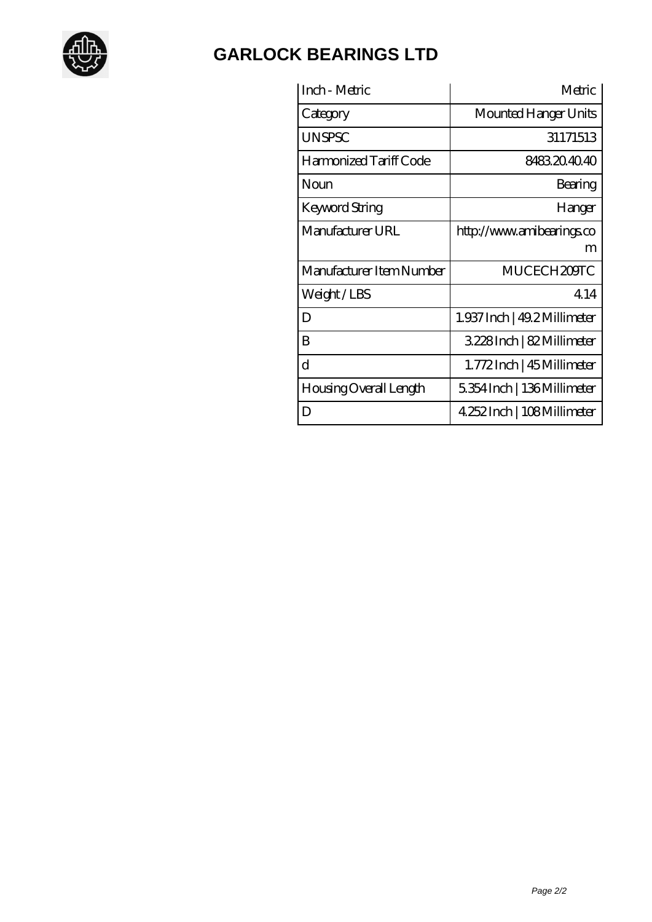# GARLOCK BEARINGS LTD

| | |
|---|---|
| Inch - Metric | Metric |
| Category | Mounted Hanger Units |
| UNSPSC | 31171513 |
| Harmonized Tariff Code | 8483.20.40.40 |
| Noun | Bearing |
| Keyword String | Hanger |
| Manufacturer URL | http://www.amibearings.com |
| Manufacturer Item Number | MUCECH209TC |
| Weight / LBS | 4.14 |
| D | 1.937 Inch \| 49.2 Millimeter |
| B | 3.228 Inch \| 82 Millimeter |
| d | 1.772 Inch \| 45 Millimeter |
| Housing Overall Length | 5.354 Inch \| 136 Millimeter |
| D | 4.252 Inch \| 108 Millimeter |